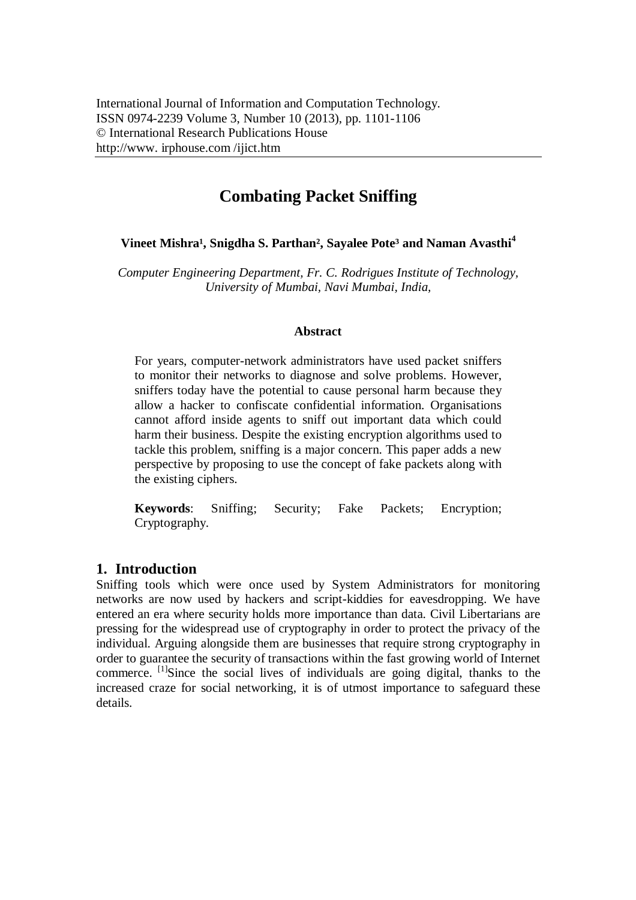International Journal of Information and Computation Technology.
ISSN 0974-2239 Volume 3, Number 10 (2013), pp. 1101-1106
© International Research Publications House
http://www. irphouse.com /ijict.htm

# Combating Packet Sniffing

**Vineet Mishra[1], Snigdha S. Parthan[2], Sayalee Pote[3] and Naman Avasthi[4]**

*Computer Engineering Department, Fr. C. Rodrigues Institute of Technology, University of Mumbai, Navi Mumbai, India,*

### Abstract

For years, computer-network administrators have used packet sniffers to monitor their networks to diagnose and solve problems. However, sniffers today have the potential to cause personal harm because they allow a hacker to confiscate confidential information. Organisations cannot afford inside agents to sniff out important data which could harm their business. Despite the existing encryption algorithms used to tackle this problem, sniffing is a major concern. This paper adds a new perspective by proposing to use the concept of fake packets along with the existing ciphers.

**Keywords**: Sniffing; Security; Fake Packets; Encryption; Cryptography.

## 1. Introduction

Sniffing tools which were once used by System Administrators for monitoring networks are now used by hackers and script-kiddies for eavesdropping. We have entered an era where security holds more importance than data. Civil Libertarians are pressing for the widespread use of cryptography in order to protect the privacy of the individual. Arguing alongside them are businesses that require strong cryptography in order to guarantee the security of transactions within the fast growing world of Internet commerce. [1]Since the social lives of individuals are going digital, thanks to the increased craze for social networking, it is of utmost importance to safeguard these details.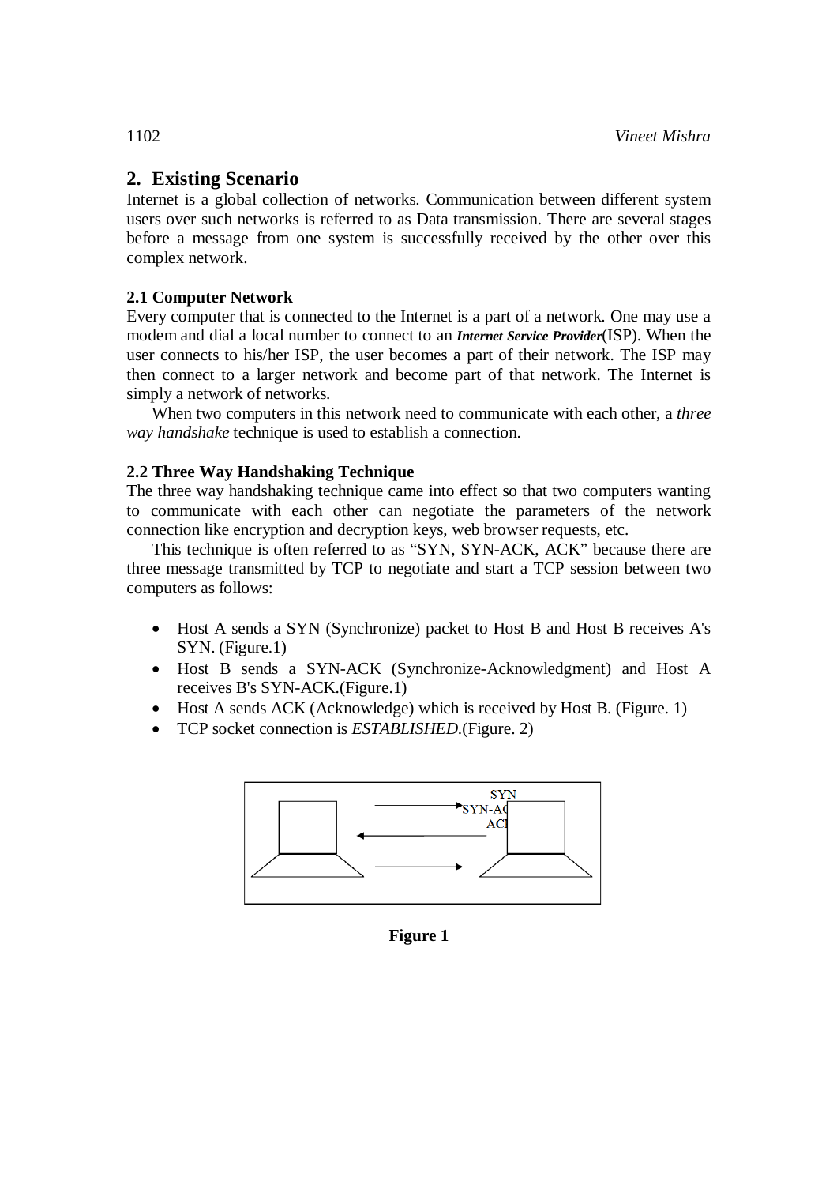## 2. Existing Scenario

Internet is a global collection of networks. Communication between different system users over such networks is referred to as Data transmission. There are several stages before a message from one system is successfully received by the other over this complex network.

### 2.1 Computer Network

Every computer that is connected to the Internet is a part of a network. One may use a modem and dial a local number to connect to an ***Internet Service Provider***(ISP). When the user connects to his/her ISP, the user becomes a part of their network. The ISP may then connect to a larger network and become part of that network. The Internet is simply a network of networks.

When two computers in this network need to communicate with each other, a *three way handshake* technique is used to establish a connection.

### 2.2 Three Way Handshaking Technique

The three way handshaking technique came into effect so that two computers wanting to communicate with each other can negotiate the parameters of the network connection like encryption and decryption keys, web browser requests, etc.

This technique is often referred to as "SYN, SYN-ACK, ACK" because there are three message transmitted by TCP to negotiate and start a TCP session between two computers as follows:

- Host A sends a SYN (Synchronize) packet to Host B and Host B receives A's SYN. (Figure.1)
- Host B sends a SYN-ACK (Synchronize-Acknowledgment) and Host A receives B's SYN-ACK.(Figure.1)
- Host A sends ACK (Acknowledge) which is received by Host B. (Figure. 1)
- TCP socket connection is *ESTABLISHED*.(Figure. 2)

SYN
SYN-AC
ACI

**Figure 1**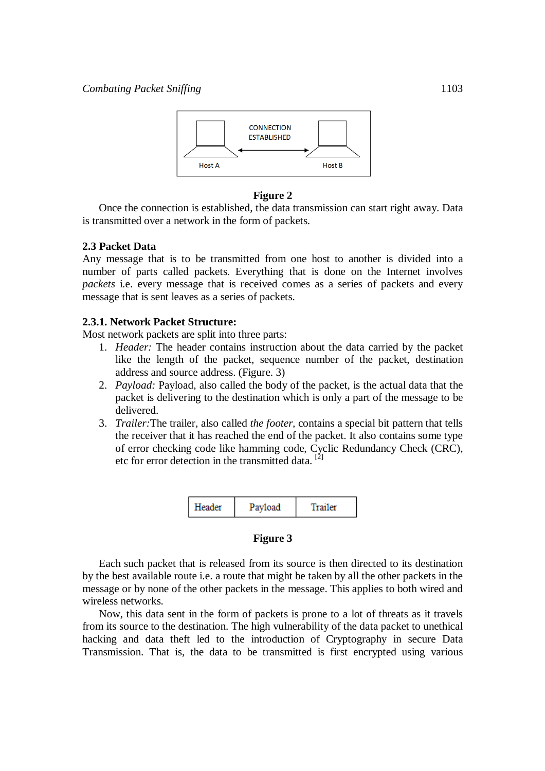**Figure 2**

Once the connection is established, the data transmission can start right away. Data is transmitted over a network in the form of packets.

### 2.3 Packet Data

Any message that is to be transmitted from one host to another is divided into a number of parts called packets. Everything that is done on the Internet involves *packets* i.e. every message that is received comes as a series of packets and every message that is sent leaves as a series of packets.

#### 2.3.1. Network Packet Structure:

Most network packets are split into three parts:

1. *Header:* The header contains instruction about the data carried by the packet like the length of the packet, sequence number of the packet, destination address and source address. (Figure. 3)
2. *Payload:* Payload, also called the body of the packet, is the actual data that the packet is delivering to the destination which is only a part of the message to be delivered.
3. *Trailer:*The trailer, also called *the footer*, contains a special bit pattern that tells the receiver that it has reached the end of the packet. It also contains some type of error checking code like hamming code, Cyclic Redundancy Check (CRC), etc for error detection in the transmitted data. [2]

| Header | Payload | Trailer |
| --- | --- | --- |

**Figure 3**

Each such packet that is released from its source is then directed to its destination by the best available route i.e. a route that might be taken by all the other packets in the message or by none of the other packets in the message. This applies to both wired and wireless networks.

Now, this data sent in the form of packets is prone to a lot of threats as it travels from its source to the destination. The high vulnerability of the data packet to unethical hacking and data theft led to the introduction of Cryptography in secure Data Transmission. That is, the data to be transmitted is first encrypted using various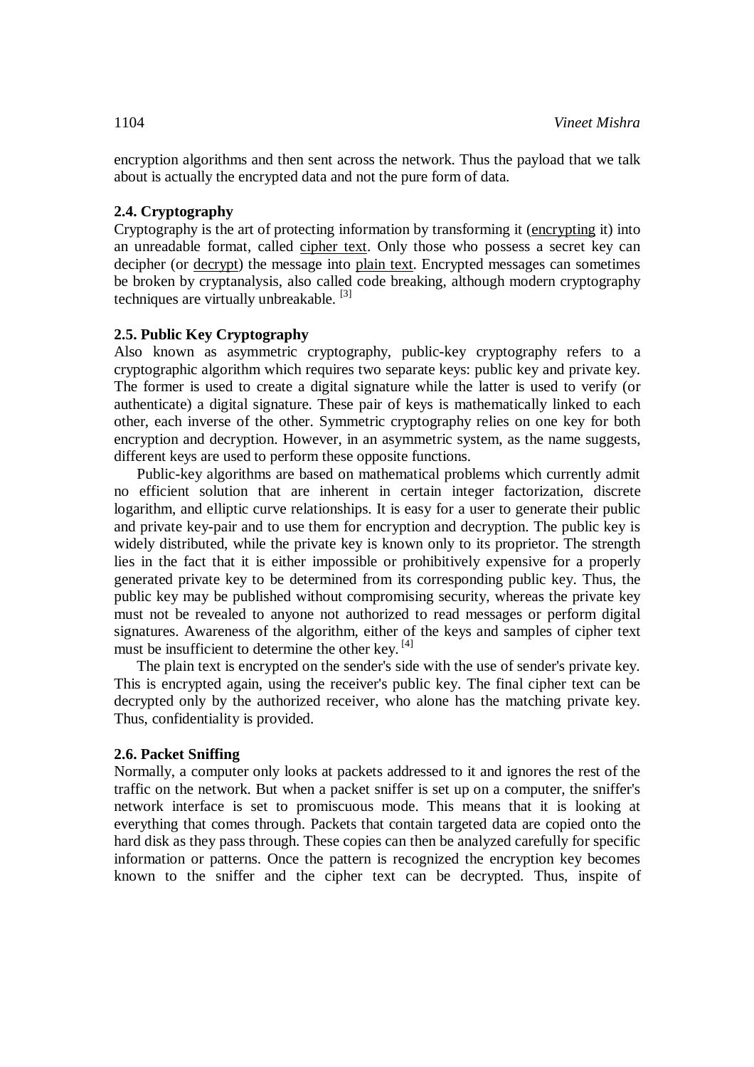encryption algorithms and then sent across the network. Thus the payload that we talk about is actually the encrypted data and not the pure form of data.

### 2.4. Cryptography

Cryptography is the art of protecting information by transforming it (encrypting it) into an unreadable format, called cipher text. Only those who possess a secret key can decipher (or decrypt) the message into plain text. Encrypted messages can sometimes be broken by cryptanalysis, also called code breaking, although modern cryptography techniques are virtually unbreakable. [3]

### 2.5. Public Key Cryptography

Also known as asymmetric cryptography, public-key cryptography refers to a cryptographic algorithm which requires two separate keys: public key and private key. The former is used to create a digital signature while the latter is used to verify (or authenticate) a digital signature. These pair of keys is mathematically linked to each other, each inverse of the other. Symmetric cryptography relies on one key for both encryption and decryption. However, in an asymmetric system, as the name suggests, different keys are used to perform these opposite functions.

Public-key algorithms are based on mathematical problems which currently admit no efficient solution that are inherent in certain integer factorization, discrete logarithm, and elliptic curve relationships. It is easy for a user to generate their public and private key-pair and to use them for encryption and decryption. The public key is widely distributed, while the private key is known only to its proprietor. The strength lies in the fact that it is either impossible or prohibitively expensive for a properly generated private key to be determined from its corresponding public key. Thus, the public key may be published without compromising security, whereas the private key must not be revealed to anyone not authorized to read messages or perform digital signatures. Awareness of the algorithm, either of the keys and samples of cipher text must be insufficient to determine the other key. [4]

The plain text is encrypted on the sender's side with the use of sender's private key. This is encrypted again, using the receiver's public key. The final cipher text can be decrypted only by the authorized receiver, who alone has the matching private key. Thus, confidentiality is provided.

### 2.6. Packet Sniffing

Normally, a computer only looks at packets addressed to it and ignores the rest of the traffic on the network. But when a packet sniffer is set up on a computer, the sniffer's network interface is set to promiscuous mode. This means that it is looking at everything that comes through. Packets that contain targeted data are copied onto the hard disk as they pass through. These copies can then be analyzed carefully for specific information or patterns. Once the pattern is recognized the encryption key becomes known to the sniffer and the cipher text can be decrypted. Thus, inspite of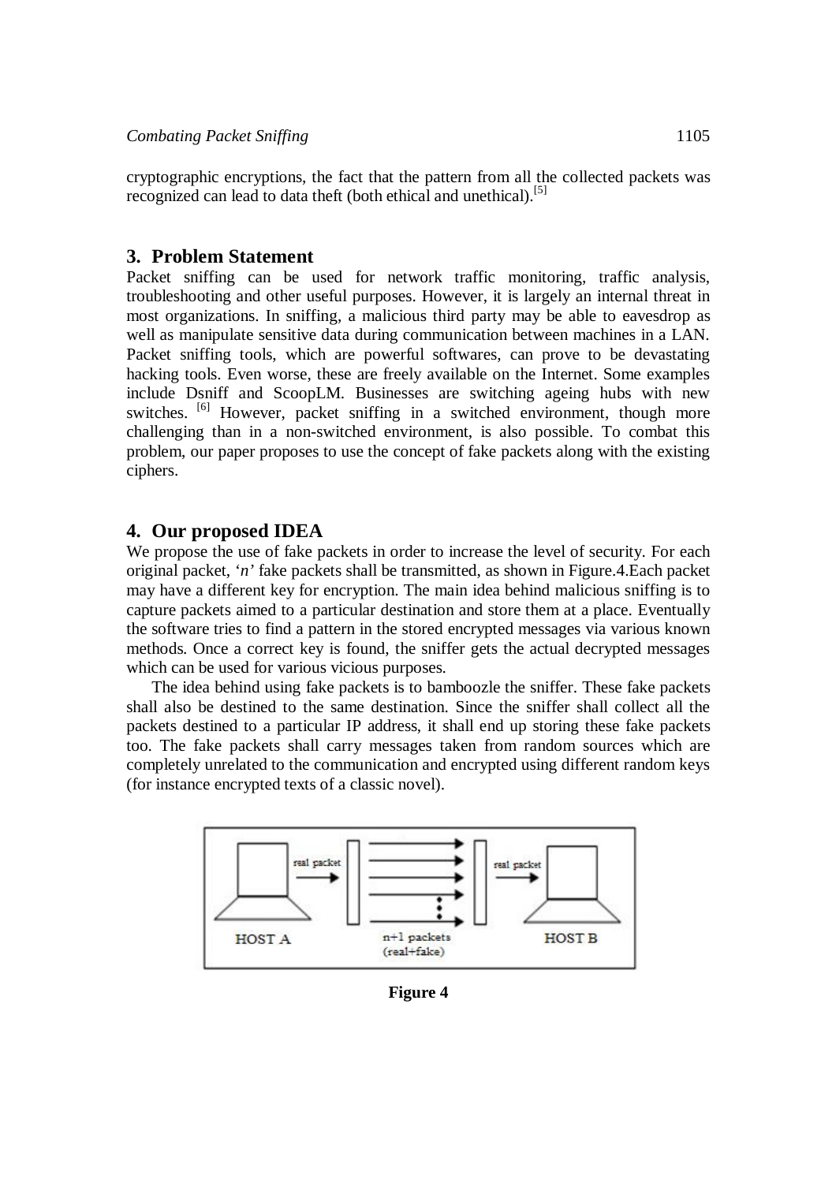cryptographic encryptions, the fact that the pattern from all the collected packets was recognized can lead to data theft (both ethical and unethical).[5]

## 3. Problem Statement

Packet sniffing can be used for network traffic monitoring, traffic analysis, troubleshooting and other useful purposes. However, it is largely an internal threat in most organizations. In sniffing, a malicious third party may be able to eavesdrop as well as manipulate sensitive data during communication between machines in a LAN. Packet sniffing tools, which are powerful softwares, can prove to be devastating hacking tools. Even worse, these are freely available on the Internet. Some examples include Dsniff and ScoopLM. Businesses are switching ageing hubs with new switches. [6] However, packet sniffing in a switched environment, though more challenging than in a non-switched environment, is also possible. To combat this problem, our paper proposes to use the concept of fake packets along with the existing ciphers.

## 4. Our proposed IDEA

We propose the use of fake packets in order to increase the level of security. For each original packet, '*n*' fake packets shall be transmitted, as shown in Figure.4.Each packet may have a different key for encryption. The main idea behind malicious sniffing is to capture packets aimed to a particular destination and store them at a place. Eventually the software tries to find a pattern in the stored encrypted messages via various known methods. Once a correct key is found, the sniffer gets the actual decrypted messages which can be used for various vicious purposes.

The idea behind using fake packets is to bamboozle the sniffer. These fake packets shall also be destined to the same destination. Since the sniffer shall collect all the packets destined to a particular IP address, it shall end up storing these fake packets too. The fake packets shall carry messages taken from random sources which are completely unrelated to the communication and encrypted using different random keys (for instance encrypted texts of a classic novel).

real packet — real packet

HOST A — n+1 packets (real+fake) — HOST B

**Figure 4**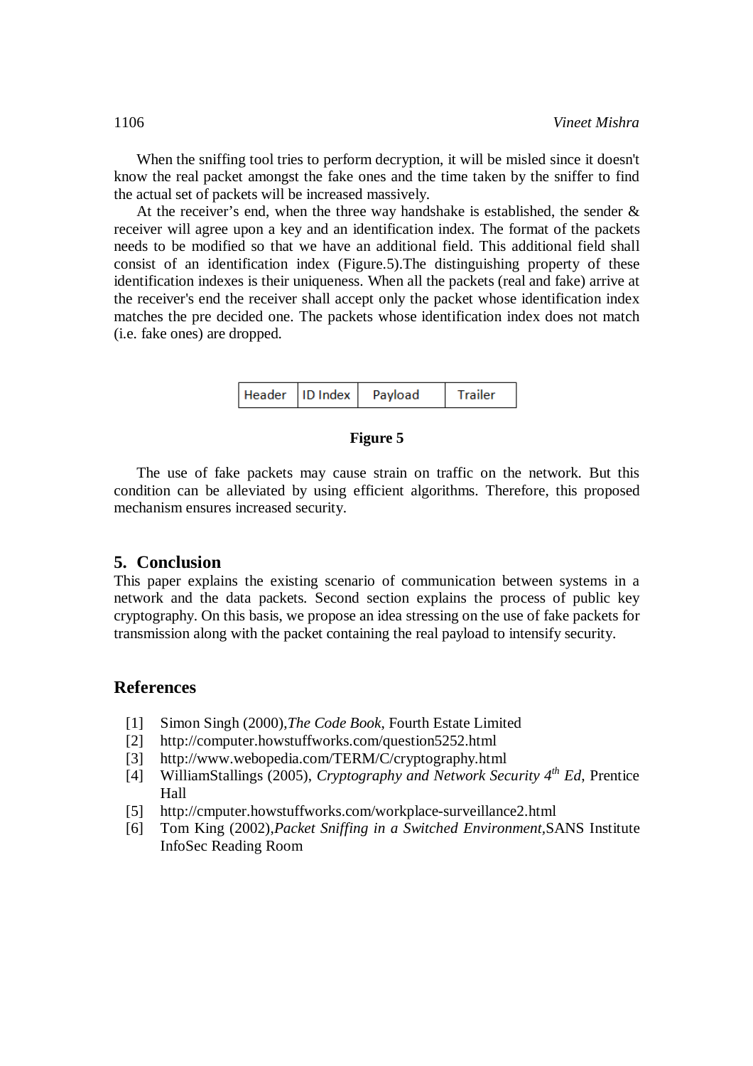When the sniffing tool tries to perform decryption, it will be misled since it doesn't know the real packet amongst the fake ones and the time taken by the sniffer to find the actual set of packets will be increased massively.

At the receiver's end, when the three way handshake is established, the sender & receiver will agree upon a key and an identification index. The format of the packets needs to be modified so that we have an additional field. This additional field shall consist of an identification index (Figure.5).The distinguishing property of these identification indexes is their uniqueness. When all the packets (real and fake) arrive at the receiver's end the receiver shall accept only the packet whose identification index matches the pre decided one. The packets whose identification index does not match (i.e. fake ones) are dropped.

| | | | |
|---|---|---|---|
| Header | ID Index | Payload | Trailer |

**Figure 5**

The use of fake packets may cause strain on traffic on the network. But this condition can be alleviated by using efficient algorithms. Therefore, this proposed mechanism ensures increased security.

## 5. Conclusion

This paper explains the existing scenario of communication between systems in a network and the data packets. Second section explains the process of public key cryptography. On this basis, we propose an idea stressing on the use of fake packets for transmission along with the packet containing the real payload to intensify security.

## References

[1] Simon Singh (2000),*The Code Book*, Fourth Estate Limited

[2] http://computer.howstuffworks.com/question5252.html

[3] http://www.webopedia.com/TERM/C/cryptography.html

[4] WilliamStallings (2005), *Cryptography and Network Security 4th Ed*, Prentice Hall

[5] http://cmputer.howstuffworks.com/workplace-surveillance2.html

[6] Tom King (2002),*Packet Sniffing in a Switched Environment*,SANS Institute InfoSec Reading Room